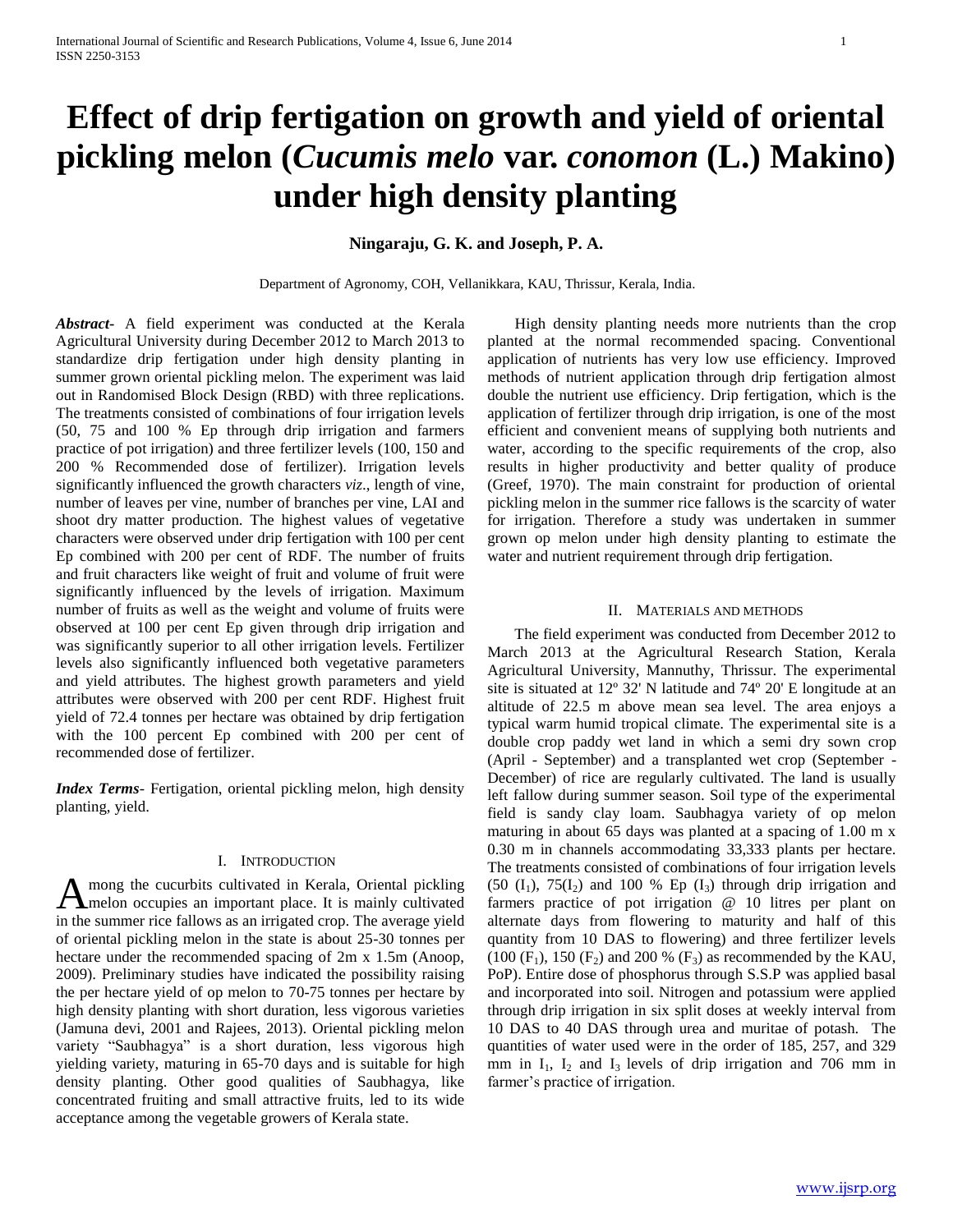# Effect of drip fertigation on growth and yield of oriental pickling melon (*Cucumis melo* var. *conomon* (L.) Makino) under high density planting

**Ningaraju, G. K. and Joseph, P. A.**

Department of Agronomy, COH, Vellanikkara, KAU, Thrissur, Kerala, India.

***Abstract***- A field experiment was conducted at the Kerala Agricultural University during December 2012 to March 2013 to standardize drip fertigation under high density planting in summer grown oriental pickling melon. The experiment was laid out in Randomised Block Design (RBD) with three replications. The treatments consisted of combinations of four irrigation levels (50, 75 and 100 % Ep through drip irrigation and farmers practice of pot irrigation) and three fertilizer levels (100, 150 and 200 % Recommended dose of fertilizer). Irrigation levels significantly influenced the growth characters *viz*., length of vine, number of leaves per vine, number of branches per vine, LAI and shoot dry matter production. The highest values of vegetative characters were observed under drip fertigation with 100 per cent Ep combined with 200 per cent of RDF. The number of fruits and fruit characters like weight of fruit and volume of fruit were significantly influenced by the levels of irrigation. Maximum number of fruits as well as the weight and volume of fruits were observed at 100 per cent Ep given through drip irrigation and was significantly superior to all other irrigation levels. Fertilizer levels also significantly influenced both vegetative parameters and yield attributes. The highest growth parameters and yield attributes were observed with 200 per cent RDF. Highest fruit yield of 72.4 tonnes per hectare was obtained by drip fertigation with the 100 percent Ep combined with 200 per cent of recommended dose of fertilizer.

***Index Terms***- Fertigation, oriental pickling melon, high density planting, yield.

## I. Introduction

Among the cucurbits cultivated in Kerala, Oriental pickling melon occupies an important place. It is mainly cultivated in the summer rice fallows as an irrigated crop. The average yield of oriental pickling melon in the state is about 25-30 tonnes per hectare under the recommended spacing of 2m x 1.5m (Anoop, 2009). Preliminary studies have indicated the possibility raising the per hectare yield of op melon to 70-75 tonnes per hectare by high density planting with short duration, less vigorous varieties (Jamuna devi, 2001 and Rajees, 2013). Oriental pickling melon variety "Saubhagya" is a short duration, less vigorous high yielding variety, maturing in 65-70 days and is suitable for high density planting. Other good qualities of Saubhagya, like concentrated fruiting and small attractive fruits, led to its wide acceptance among the vegetable growers of Kerala state.

High density planting needs more nutrients than the crop planted at the normal recommended spacing. Conventional application of nutrients has very low use efficiency. Improved methods of nutrient application through drip fertigation almost double the nutrient use efficiency. Drip fertigation, which is the application of fertilizer through drip irrigation, is one of the most efficient and convenient means of supplying both nutrients and water, according to the specific requirements of the crop, also results in higher productivity and better quality of produce (Greef, 1970). The main constraint for production of oriental pickling melon in the summer rice fallows is the scarcity of water for irrigation. Therefore a study was undertaken in summer grown op melon under high density planting to estimate the water and nutrient requirement through drip fertigation.

## II. Materials and Methods

The field experiment was conducted from December 2012 to March 2013 at the Agricultural Research Station, Kerala Agricultural University, Mannuthy, Thrissur. The experimental site is situated at 12º 32' N latitude and 74º 20' E longitude at an altitude of 22.5 m above mean sea level. The area enjoys a typical warm humid tropical climate. The experimental site is a double crop paddy wet land in which a semi dry sown crop (April - September) and a transplanted wet crop (September - December) of rice are regularly cultivated. The land is usually left fallow during summer season. Soil type of the experimental field is sandy clay loam. Saubhagya variety of op melon maturing in about 65 days was planted at a spacing of 1.00 m x 0.30 m in channels accommodating 33,333 plants per hectare. The treatments consisted of combinations of four irrigation levels (50 ($I_1$), 75($I_2$) and 100 % Ep ($I_3$) through drip irrigation and farmers practice of pot irrigation @ 10 litres per plant on alternate days from flowering to maturity and half of this quantity from 10 DAS to flowering) and three fertilizer levels (100 ($F_1$), 150 ($F_2$) and 200 % ($F_3$) as recommended by the KAU, PoP). Entire dose of phosphorus through S.S.P was applied basal and incorporated into soil. Nitrogen and potassium were applied through drip irrigation in six split doses at weekly interval from 10 DAS to 40 DAS through urea and muritae of potash. The quantities of water used were in the order of 185, 257, and 329 mm in $I_1$, $I_2$ and $I_3$ levels of drip irrigation and 706 mm in farmer's practice of irrigation.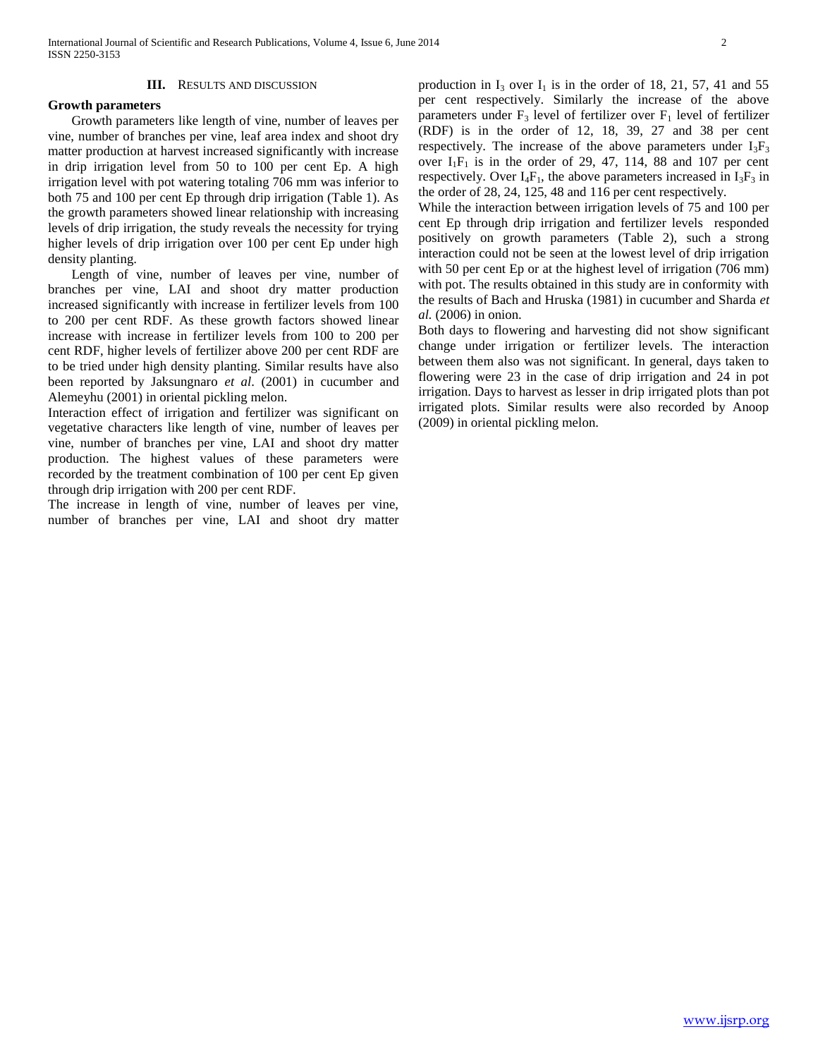## III. RESULTS AND DISCUSSION

**Growth parameters**

Growth parameters like length of vine, number of leaves per vine, number of branches per vine, leaf area index and shoot dry matter production at harvest increased significantly with increase in drip irrigation level from 50 to 100 per cent Ep. A high irrigation level with pot watering totaling 706 mm was inferior to both 75 and 100 per cent Ep through drip irrigation (Table 1). As the growth parameters showed linear relationship with increasing levels of drip irrigation, the study reveals the necessity for trying higher levels of drip irrigation over 100 per cent Ep under high density planting.

Length of vine, number of leaves per vine, number of branches per vine, LAI and shoot dry matter production increased significantly with increase in fertilizer levels from 100 to 200 per cent RDF. As these growth factors showed linear increase with increase in fertilizer levels from 100 to 200 per cent RDF, higher levels of fertilizer above 200 per cent RDF are to be tried under high density planting. Similar results have also been reported by Jaksungnaro *et al*. (2001) in cucumber and Alemeyhu (2001) in oriental pickling melon.

Interaction effect of irrigation and fertilizer was significant on vegetative characters like length of vine, number of leaves per vine, number of branches per vine, LAI and shoot dry matter production. The highest values of these parameters were recorded by the treatment combination of 100 per cent Ep given through drip irrigation with 200 per cent RDF.

The increase in length of vine, number of leaves per vine, number of branches per vine, LAI and shoot dry matter production in $I_3$ over $I_1$ is in the order of 18, 21, 57, 41 and 55 per cent respectively. Similarly the increase of the above parameters under $F_3$ level of fertilizer over $F_1$ level of fertilizer (RDF) is in the order of 12, 18, 39, 27 and 38 per cent respectively. The increase of the above parameters under $I_3F_3$ over $I_1F_1$ is in the order of 29, 47, 114, 88 and 107 per cent respectively. Over $I_4F_1$, the above parameters increased in $I_3F_3$ in the order of 28, 24, 125, 48 and 116 per cent respectively.

While the interaction between irrigation levels of 75 and 100 per cent Ep through drip irrigation and fertilizer levels responded positively on growth parameters (Table 2), such a strong interaction could not be seen at the lowest level of drip irrigation with 50 per cent Ep or at the highest level of irrigation (706 mm) with pot. The results obtained in this study are in conformity with the results of Bach and Hruska (1981) in cucumber and Sharda *et al.* (2006) in onion.

Both days to flowering and harvesting did not show significant change under irrigation or fertilizer levels. The interaction between them also was not significant. In general, days taken to flowering were 23 in the case of drip irrigation and 24 in pot irrigation. Days to harvest as lesser in drip irrigated plots than pot irrigated plots. Similar results were also recorded by Anoop (2009) in oriental pickling melon.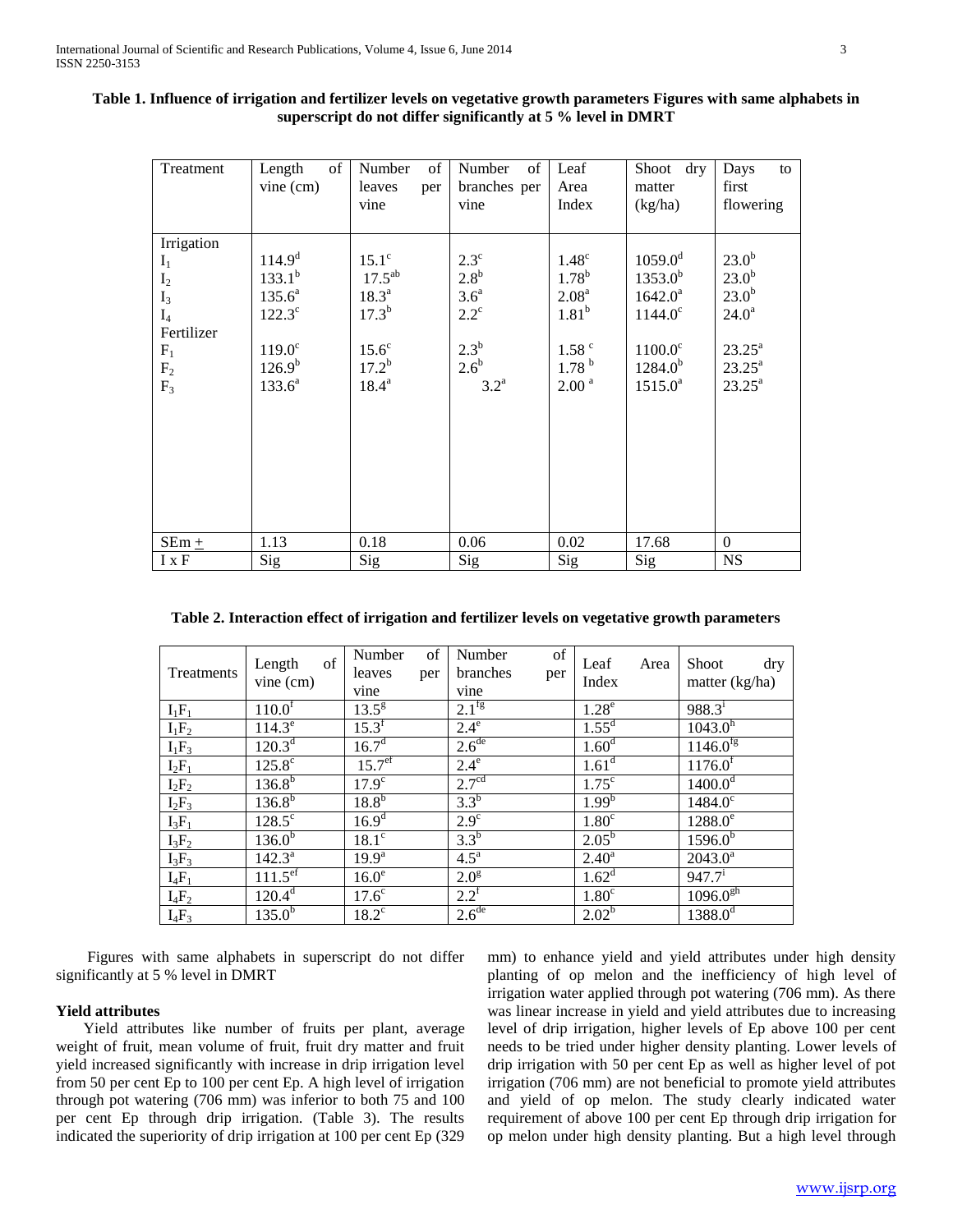**Table 1. Influence of irrigation and fertilizer levels on vegetative growth parameters Figures with same alphabets in superscript do not differ significantly at 5 % level in DMRT**

| Treatment | Length of vine (cm) | Number of leaves per vine | Number of branches per vine | Leaf Area Index | Shoot dry matter (kg/ha) | Days to first flowering |
|---|---|---|---|---|---|---|
| Irrigation | | | | | | |
| $I_1$ | $114.9^{d}$ | $15.1^{c}$ | $2.3^{c}$ | $1.48^{c}$ | $1059.0^{d}$ | $23.0^{b}$ |
| $I_2$ | $133.1^{b}$ | $17.5^{ab}$ | $2.8^{b}$ | $1.78^{b}$ | $1353.0^{b}$ | $23.0^{b}$ |
| $I_3$ | $135.6^{a}$ | $18.3^{a}$ | $3.6^{a}$ | $2.08^{a}$ | $1642.0^{a}$ | $23.0^{b}$ |
| $I_4$ | $122.3^{c}$ | $17.3^{b}$ | $2.2^{c}$ | $1.81^{b}$ | $1144.0^{c}$ | $24.0^{a}$ |
| Fertilizer | | | | | | |
| $F_1$ | $119.0^{c}$ | $15.6^{c}$ | $2.3^{b}$ | $1.58^{c}$ | $1100.0^{c}$ | $23.25^{a}$ |
| $F_2$ | $126.9^{b}$ | $17.2^{b}$ | $2.6^{b}$ | $1.78^{b}$ | $1284.0^{b}$ | $23.25^{a}$ |
| $F_3$ | $133.6^{a}$ | $18.4^{a}$ | $3.2^{a}$ | $2.00^{a}$ | $1515.0^{a}$ | $23.25^{a}$ |
| SEm ± | 1.13 | 0.18 | 0.06 | 0.02 | 17.68 | 0 |
| I x F | Sig | Sig | Sig | Sig | Sig | NS |

**Table 2. Interaction effect of irrigation and fertilizer levels on vegetative growth parameters**

| Treatments | Length of vine (cm) | Number of leaves per vine | Number of branches per vine | Leaf Area Index | Shoot dry matter (kg/ha) |
|---|---|---|---|---|---|
| $I_1F_1$ | $110.0^{f}$ | $13.5^{g}$ | $2.1^{fg}$ | $1.28^{e}$ | $988.3^{i}$ |
| $I_1F_2$ | $114.3^{e}$ | $15.3^{f}$ | $2.4^{e}$ | $1.55^{d}$ | $1043.0^{h}$ |
| $I_1F_3$ | $120.3^{d}$ | $16.7^{d}$ | $2.6^{de}$ | $1.60^{d}$ | $1146.0^{fg}$ |
| $I_2F_1$ | $125.8^{c}$ | $15.7^{ef}$ | $2.4^{e}$ | $1.61^{d}$ | $1176.0^{f}$ |
| $I_2F_2$ | $136.8^{b}$ | $17.9^{c}$ | $2.7^{cd}$ | $1.75^{c}$ | $1400.0^{d}$ |
| $I_2F_3$ | $136.8^{b}$ | $18.8^{b}$ | $3.3^{b}$ | $1.99^{b}$ | $1484.0^{c}$ |
| $I_3F_1$ | $128.5^{c}$ | $16.9^{d}$ | $2.9^{c}$ | $1.80^{c}$ | $1288.0^{e}$ |
| $I_3F_2$ | $136.0^{b}$ | $18.1^{c}$ | $3.3^{b}$ | $2.05^{b}$ | $1596.0^{b}$ |
| $I_3F_3$ | $142.3^{a}$ | $19.9^{a}$ | $4.5^{a}$ | $2.40^{a}$ | $2043.0^{a}$ |
| $I_4F_1$ | $111.5^{ef}$ | $16.0^{e}$ | $2.0^{g}$ | $1.62^{d}$ | $947.7^{i}$ |
| $I_4F_2$ | $120.4^{d}$ | $17.6^{c}$ | $2.2^{f}$ | $1.80^{c}$ | $1096.0^{gh}$ |
| $I_4F_3$ | $135.0^{b}$ | $18.2^{c}$ | $2.6^{de}$ | $2.02^{b}$ | $1388.0^{d}$ |

Figures with same alphabets in superscript do not differ significantly at 5 % level in DMRT

### Yield attributes

Yield attributes like number of fruits per plant, average weight of fruit, mean volume of fruit, fruit dry matter and fruit yield increased significantly with increase in drip irrigation level from 50 per cent Ep to 100 per cent Ep. A high level of irrigation through pot watering (706 mm) was inferior to both 75 and 100 per cent Ep through drip irrigation. (Table 3). The results indicated the superiority of drip irrigation at 100 per cent Ep (329 mm) to enhance yield and yield attributes under high density planting of op melon and the inefficiency of high level of irrigation water applied through pot watering (706 mm). As there was linear increase in yield and yield attributes due to increasing level of drip irrigation, higher levels of Ep above 100 per cent needs to be tried under higher density planting. Lower levels of drip irrigation with 50 per cent Ep as well as higher level of pot irrigation (706 mm) are not beneficial to promote yield attributes and yield of op melon. The study clearly indicated water requirement of above 100 per cent Ep through drip irrigation for op melon under high density planting. But a high level through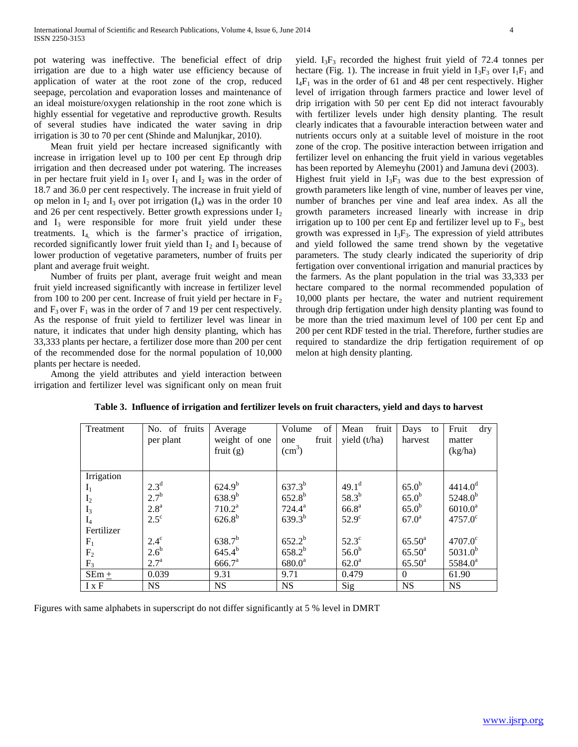pot watering was ineffective. The beneficial effect of drip irrigation are due to a high water use efficiency because of application of water at the root zone of the crop, reduced seepage, percolation and evaporation losses and maintenance of an ideal moisture/oxygen relationship in the root zone which is highly essential for vegetative and reproductive growth. Results of several studies have indicated the water saving in drip irrigation is 30 to 70 per cent (Shinde and Malunjkar, 2010).

Mean fruit yield per hectare increased significantly with increase in irrigation level up to 100 per cent Ep through drip irrigation and then decreased under pot watering. The increases in per hectare fruit yield in $I_3$ over $I_1$ and $I_2$ was in the order of 18.7 and 36.0 per cent respectively. The increase in fruit yield of op melon in $I_2$ and $I_3$ over pot irrigation ($I_4$) was in the order 10 and 26 per cent respectively. Better growth expressions under $I_2$ and $I_3$ were responsible for more fruit yield under these treatments. $I_4$, which is the farmer's practice of irrigation, recorded significantly lower fruit yield than $I_2$ and $I_3$ because of lower production of vegetative parameters, number of fruits per plant and average fruit weight.

Number of fruits per plant, average fruit weight and mean fruit yield increased significantly with increase in fertilizer level from 100 to 200 per cent. Increase of fruit yield per hectare in $F_2$ and $F_3$ over $F_1$ was in the order of 7 and 19 per cent respectively. As the response of fruit yield to fertilizer level was linear in nature, it indicates that under high density planting, which has 33,333 plants per hectare, a fertilizer dose more than 200 per cent of the recommended dose for the normal population of 10,000 plants per hectare is needed.

Among the yield attributes and yield interaction between irrigation and fertilizer level was significant only on mean fruit yield. $I_3F_3$ recorded the highest fruit yield of 72.4 tonnes per hectare (Fig. 1). The increase in fruit yield in $I_3F_3$ over $I_1F_1$ and $I_4F_1$ was in the order of 61 and 48 per cent respectively. Higher level of irrigation through farmers practice and lower level of drip irrigation with 50 per cent Ep did not interact favourably with fertilizer levels under high density planting. The result clearly indicates that a favourable interaction between water and nutrients occurs only at a suitable level of moisture in the root zone of the crop. The positive interaction between irrigation and fertilizer level on enhancing the fruit yield in various vegetables has been reported by Alemeyhu (2001) and Jamuna devi (2003).

Highest fruit yield in $I_3F_3$ was due to the best expression of growth parameters like length of vine, number of leaves per vine, number of branches per vine and leaf area index. As all the growth parameters increased linearly with increase in drip irrigation up to 100 per cent Ep and fertilizer level up to $F_3$, best growth was expressed in $I_3F_3$. The expression of yield attributes and yield followed the same trend shown by the vegetative parameters. The study clearly indicated the superiority of drip fertigation over conventional irrigation and manurial practices by the farmers. As the plant population in the trial was 33,333 per hectare compared to the normal recommended population of 10,000 plants per hectare, the water and nutrient requirement through drip fertigation under high density planting was found to be more than the tried maximum level of 100 per cent Ep and 200 per cent RDF tested in the trial. Therefore, further studies are required to standardize the drip fertigation requirement of op melon at high density planting.

**Table 3. Influence of irrigation and fertilizer levels on fruit characters, yield and days to harvest**

| Treatment | No. of fruits per plant | Average weight of one fruit (g) | Volume of one fruit ($cm^3$) | Mean fruit yield (t/ha) | Days to harvest | Fruit dry matter (kg/ha) |
|---|---|---|---|---|---|---|
| Irrigation | | | | | | |
| $I_1$ | $2.3^d$ | $624.9^b$ | $637.3^b$ | $49.1^d$ | $65.0^b$ | $4414.0^d$ |
| $I_2$ | $2.7^b$ | $638.9^b$ | $652.8^b$ | $58.3^b$ | $65.0^b$ | $5248.0^b$ |
| $I_3$ | $2.8^a$ | $710.2^a$ | $724.4^a$ | $66.8^a$ | $65.0^b$ | $6010.0^a$ |
| $I_4$ | $2.5^c$ | $626.8^b$ | $639.3^b$ | $52.9^c$ | $67.0^a$ | $4757.0^c$ |
| Fertilizer | | | | | | |
| $F_1$ | $2.4^c$ | $638.7^b$ | $652.2^b$ | $52.3^c$ | $65.50^a$ | $4707.0^c$ |
| $F_2$ | $2.6^b$ | $645.4^b$ | $658.2^b$ | $56.0^b$ | $65.50^a$ | $5031.0^b$ |
| $F_3$ | $2.7^a$ | $666.7^a$ | $680.0^a$ | $62.0^a$ | $65.50^a$ | $5584.0^a$ |
| SEm $\pm$ | 0.039 | 9.31 | 9.71 | 0.479 | 0 | 61.90 |
| I x F | NS | NS | NS | Sig | NS | NS |

Figures with same alphabets in superscript do not differ significantly at 5 % level in DMRT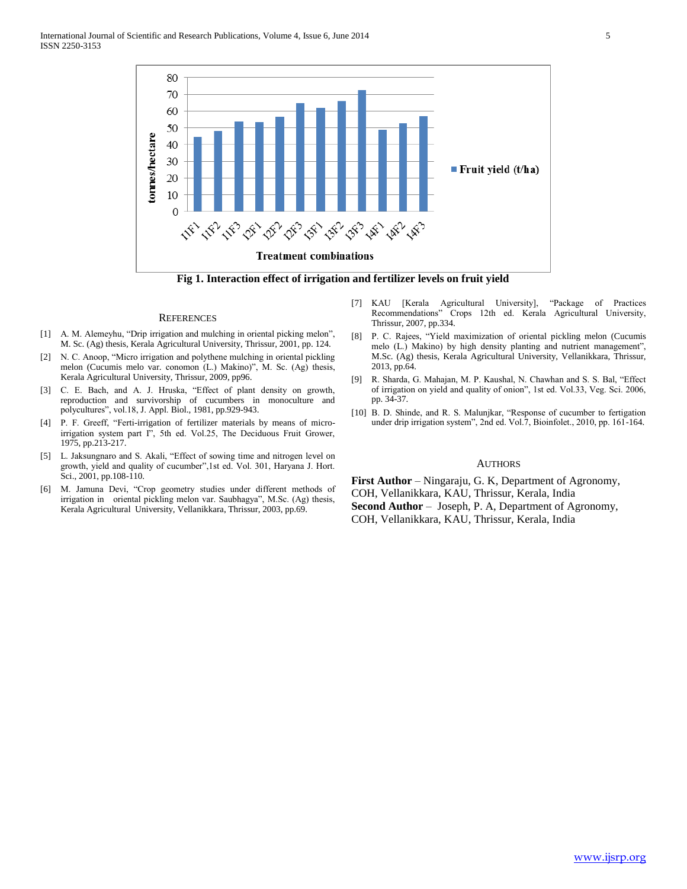80
70
60
50
40
30
20
10
0

tonnes/hectare

I1F1 I1F2 I1F3 I2F1 I2F2 I2F3 I3F1 I3F2 I3F3 I4F1 I4F2 I4F3

Treatment combinations

Fruit yield (t/ha)

**Fig 1. Interaction effect of irrigation and fertilizer levels on fruit yield**

## References

[1] A. M. Alemeyhu, "Drip irrigation and mulching in oriental picking melon", M. Sc. (Ag) thesis, Kerala Agricultural University, Thrissur, 2001, pp. 124.

[2] N. C. Anoop, "Micro irrigation and polythene mulching in oriental pickling melon (Cucumis melo var. conomon (L.) Makino)", M. Sc. (Ag) thesis, Kerala Agricultural University, Thrissur, 2009, pp96.

[3] C. E. Bach, and A. J. Hruska, "Effect of plant density on growth, reproduction and survivorship of cucumbers in monoculture and polycultures", vol.18, J. Appl. Biol., 1981, pp.929-943.

[4] P. F. Greeff, "Ferti-irrigation of fertilizer materials by means of micro-irrigation system part I", 5th ed. Vol.25, The Deciduous Fruit Grower, 1975, pp.213-217.

[5] L. Jaksungnaro and S. Akali, "Effect of sowing time and nitrogen level on growth, yield and quality of cucumber",1st ed. Vol. 301, Haryana J. Hort. Sci., 2001, pp.108-110.

[6] M. Jamuna Devi, "Crop geometry studies under different methods of irrigation in oriental pickling melon var. Saubhagya", M.Sc. (Ag) thesis, Kerala Agricultural University, Vellanikkara, Thrissur, 2003, pp.69.

[7] KAU [Kerala Agricultural University], "Package of Practices Recommendations" Crops 12th ed. Kerala Agricultural University, Thrissur, 2007, pp.334.

[8] P. C. Rajees, "Yield maximization of oriental pickling melon (Cucumis melo (L.) Makino) by high density planting and nutrient management", M.Sc. (Ag) thesis, Kerala Agricultural University, Vellanikkara, Thrissur, 2013, pp.64.

[9] R. Sharda, G. Mahajan, M. P. Kaushal, N. Chawhan and S. S. Bal, "Effect of irrigation on yield and quality of onion", 1st ed. Vol.33, Veg. Sci. 2006, pp. 34-37.

[10] B. D. Shinde, and R. S. Malunjkar, "Response of cucumber to fertigation under drip irrigation system", 2nd ed. Vol.7, Bioinfolet., 2010, pp. 161-164.

## Authors

**First Author** – Ningaraju, G. K, Department of Agronomy, COH, Vellanikkara, KAU, Thrissur, Kerala, India

**Second Author** – Joseph, P. A, Department of Agronomy, COH, Vellanikkara, KAU, Thrissur, Kerala, India